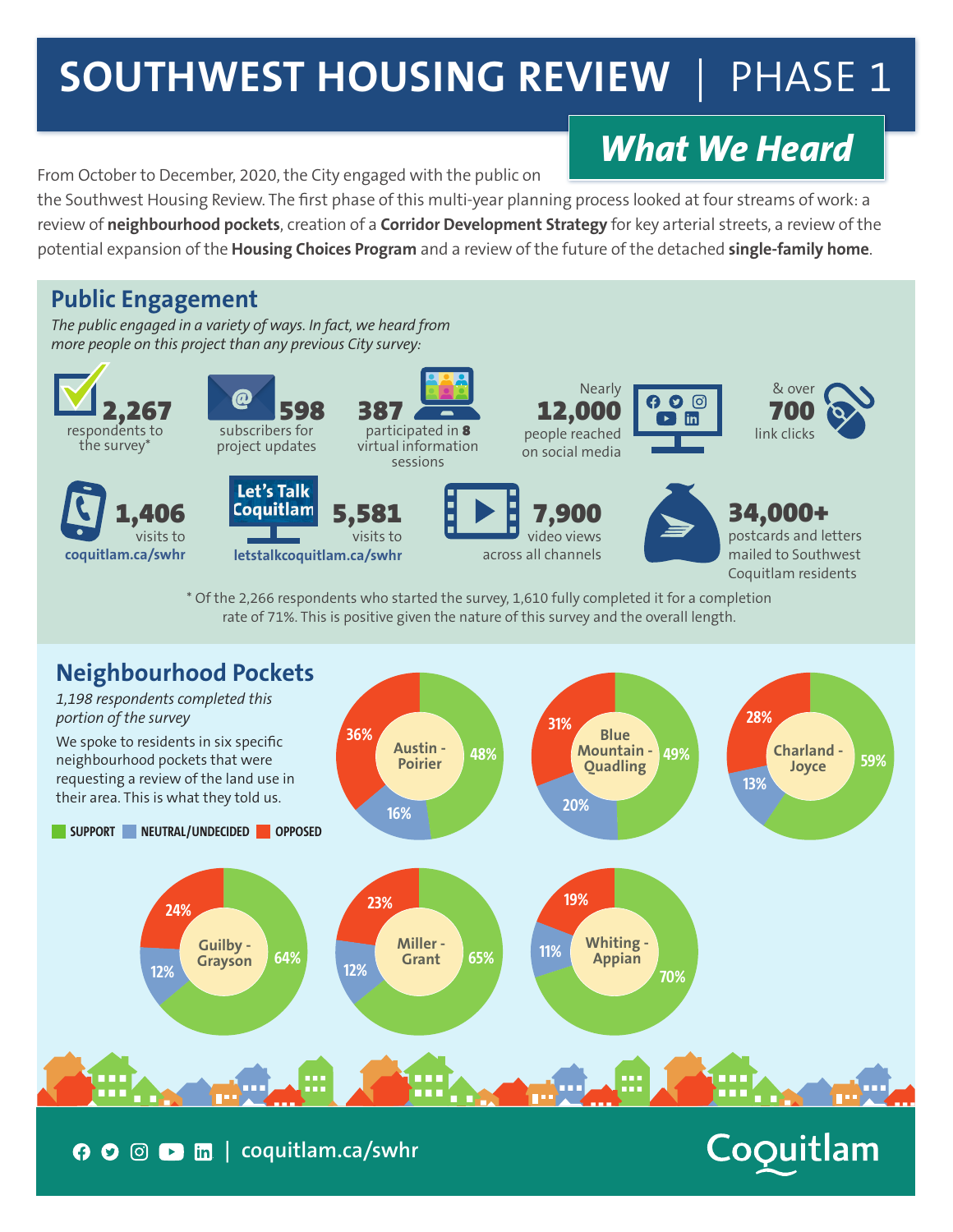# SOUTHWEST HOUSING REVIEW | PHASE 1

## *What We Heard*

From October to December, 2020, the City engaged with the public on the Southwest Housing Review. The first phase of this multi-year planning process looked at four streams of work: a review of **neighbourhood pockets**, creation of a **Corridor Development Strategy** for key arterial streets, a review of the potential expansion of the **Housing Choices Program** and a review of the future of the detached **single-family home**.

## Public Engagement

*The public engaged in a variety of ways. In fact, we heard from more people on this project than any previous City survey:*

- **2,267** respondents to the survey*
- **598** subscribers for project updates
- **387** participated in **8** virtual information sessions
- Nearly **12,000** people reached on social media
- & over **700** link clicks
- **1,406** visits to **coquitlam.ca/swhr**
- Let's Talk Coquitlam **5,581** visits to **letstalkcoquitlam.ca/swhr**
- **7,900** video views across all channels
- **34,000+** postcards and letters mailed to Southwest Coquitlam residents

\* Of the 2,266 respondents who started the survey, 1,610 fully completed it for a completion rate of 71%. This is positive given the nature of this survey and the overall length.

## Neighbourhood Pockets

*1,198 respondents completed this portion of the survey*

We spoke to residents in six specific neighbourhood pockets that were requesting a review of the land use in their area. This is what they told us.

| Neighbourhood Pocket | Support | Neutral/Undecided | Opposed |
|---|---|---|---|
| Austin - Poirier | 48% | 16% | 36% |
| Blue Mountain - Quadling | 49% | 20% | 31% |
| Charland - Joyce | 59% | 13% | 28% |
| Guilby - Grayson | 64% | 12% | 24% |
| Miller - Grant | 65% | 12% | 23% |
| Whiting - Appian | 70% | 11% | 19% |

coquitlam.ca/swhr

Coquitlam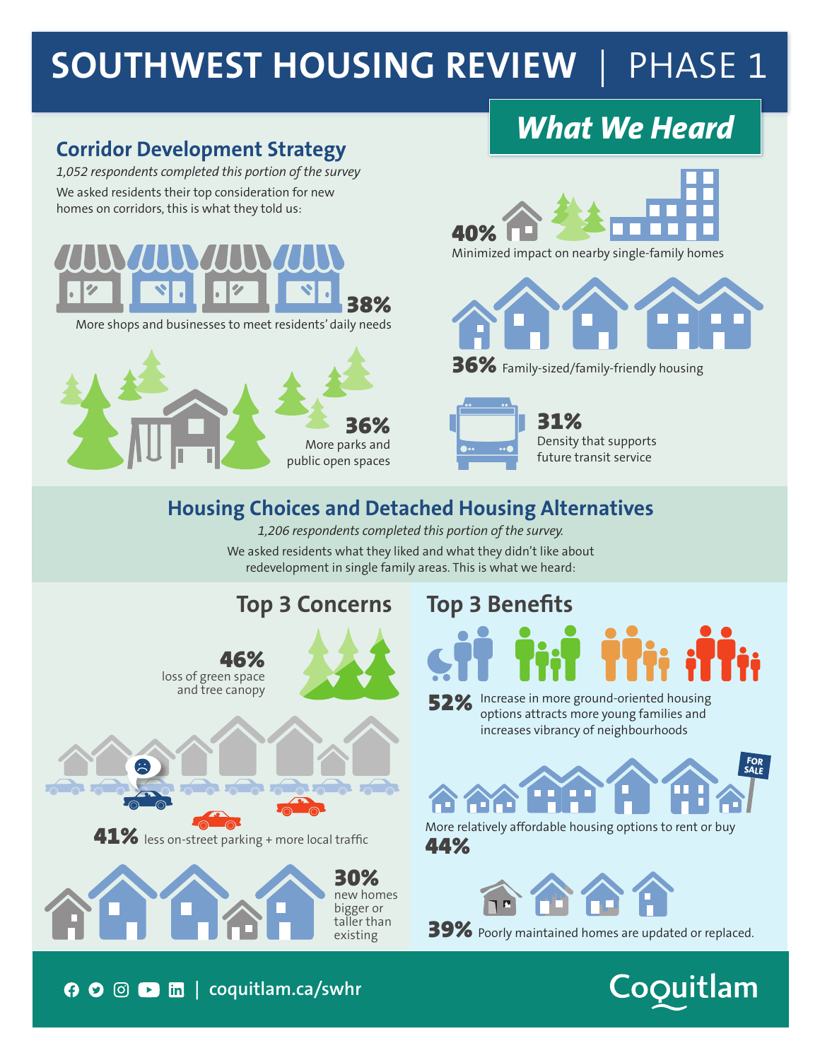# SOUTHWEST HOUSING REVIEW | PHASE 1

## What We Heard

## Corridor Development Strategy

*1,052 respondents completed this portion of the survey*

We asked residents their top consideration for new homes on corridors, this is what they told us:

**38%** More shops and businesses to meet residents' daily needs

**36%** More parks and public open spaces

**40%** Minimized impact on nearby single-family homes

**36%** Family-sized/family-friendly housing

**31%** Density that supports future transit service

## Housing Choices and Detached Housing Alternatives

*1,206 respondents completed this portion of the survey.*

We asked residents what they liked and what they didn't like about redevelopment in single family areas. This is what we heard:

### Top 3 Concerns

**46%** loss of green space and tree canopy

**41%** less on-street parking + more local traffic

**30%** new homes bigger or taller than existing

### Top 3 Benefits

**52%** Increase in more ground-oriented housing options attracts more young families and increases vibrancy of neighbourhoods

More relatively affordable housing options to rent or buy **44%**

**39%** Poorly maintained homes are updated or replaced.

coquitlam.ca/swhr

Coquitlam